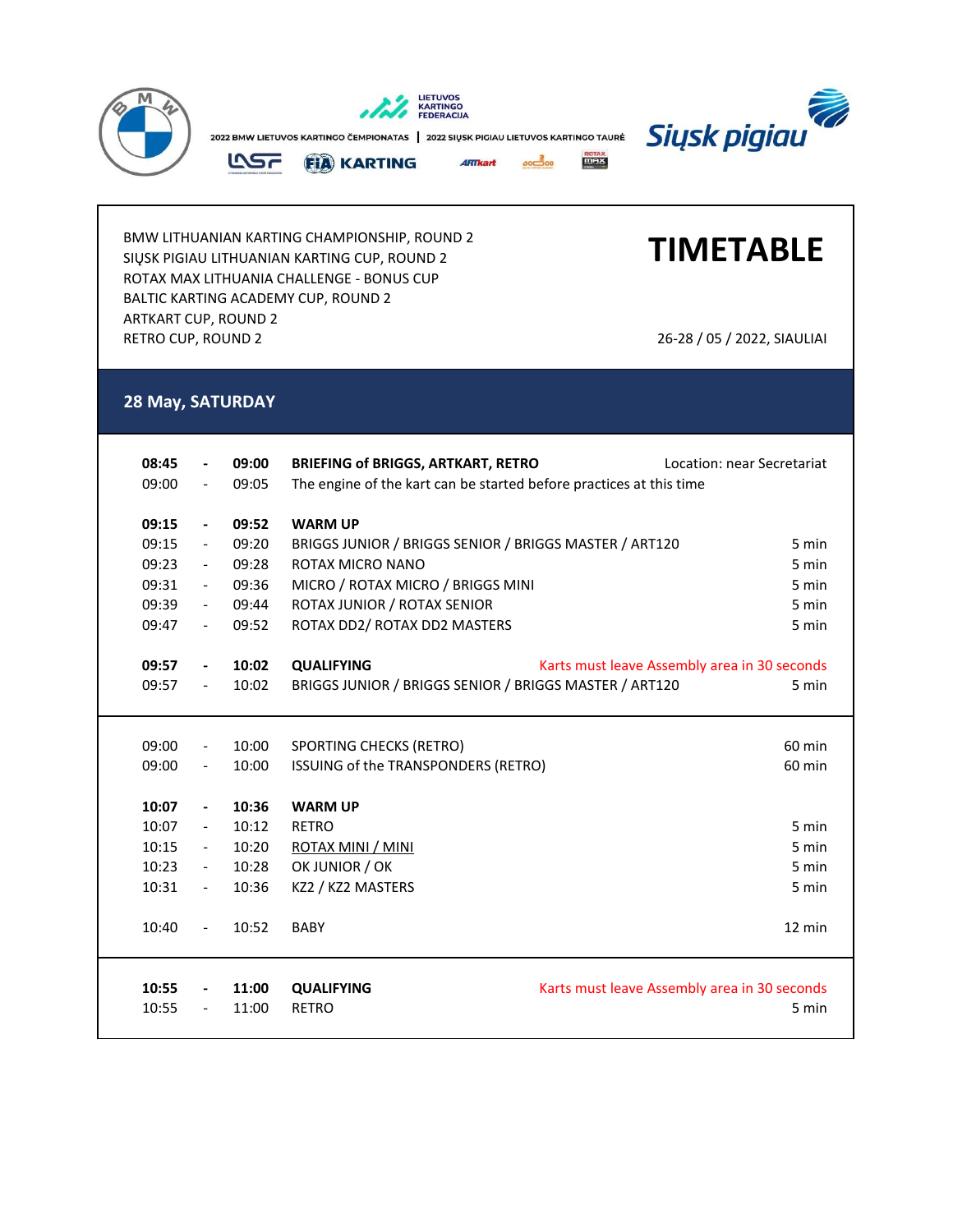2022 BMW LIETUVOS KARTINGO ČEMPIONATAS | 2022 SIŲSK PIGIAU LIETUVOS KARTINGO TAURĖ

BMW LITHUANIAN KARTING CHAMPIONSHIP, ROUND 2
SIŲSK PIGIAU LITHUANIAN KARTING CUP, ROUND 2
ROTAX MAX LITHUANIA CHALLENGE - BONUS CUP
BALTIC KARTING ACADEMY CUP, ROUND 2
ARTKART CUP, ROUND 2
RETRO CUP, ROUND 2

# TIMETABLE

26-28 / 05 / 2022, SIAULIAI

## 28 May, SATURDAY

| | | | | |
|---|---|---|---|---|
| **08:45** | **-** | **09:00** | **BRIEFING of BRIGGS, ARTKART, RETRO** | Location: near Secretariat |
| 09:00 | - | 09:05 | The engine of the kart can be started before practices at this time | |
| | | | | |
| **09:15** | **-** | **09:52** | **WARM UP** | |
| 09:15 | - | 09:20 | BRIGGS JUNIOR / BRIGGS SENIOR / BRIGGS MASTER / ART120 | 5 min |
| 09:23 | - | 09:28 | ROTAX MICRO NANO | 5 min |
| 09:31 | - | 09:36 | MICRO / ROTAX MICRO / BRIGGS MINI | 5 min |
| 09:39 | - | 09:44 | ROTAX JUNIOR / ROTAX SENIOR | 5 min |
| 09:47 | - | 09:52 | ROTAX DD2/ ROTAX DD2 MASTERS | 5 min |
| | | | | |
| **09:57** | **-** | **10:02** | **QUALIFYING** | Karts must leave Assembly area in 30 seconds |
| 09:57 | - | 10:02 | BRIGGS JUNIOR / BRIGGS SENIOR / BRIGGS MASTER / ART120 | 5 min |

| | | | | |
|---|---|---|---|---|
| 09:00 | - | 10:00 | SPORTING CHECKS (RETRO) | 60 min |
| 09:00 | - | 10:00 | ISSUING of the TRANSPONDERS (RETRO) | 60 min |
| | | | | |
| **10:07** | **-** | **10:36** | **WARM UP** | |
| 10:07 | - | 10:12 | RETRO | 5 min |
| 10:15 | - | 10:20 | ROTAX MINI / MINI | 5 min |
| 10:23 | - | 10:28 | OK JUNIOR / OK | 5 min |
| 10:31 | - | 10:36 | KZ2 / KZ2 MASTERS | 5 min |
| | | | | |
| 10:40 | - | 10:52 | BABY | 12 min |

| | | | | |
|---|---|---|---|---|
| **10:55** | **-** | **11:00** | **QUALIFYING** | Karts must leave Assembly area in 30 seconds |
| 10:55 | - | 11:00 | RETRO | 5 min |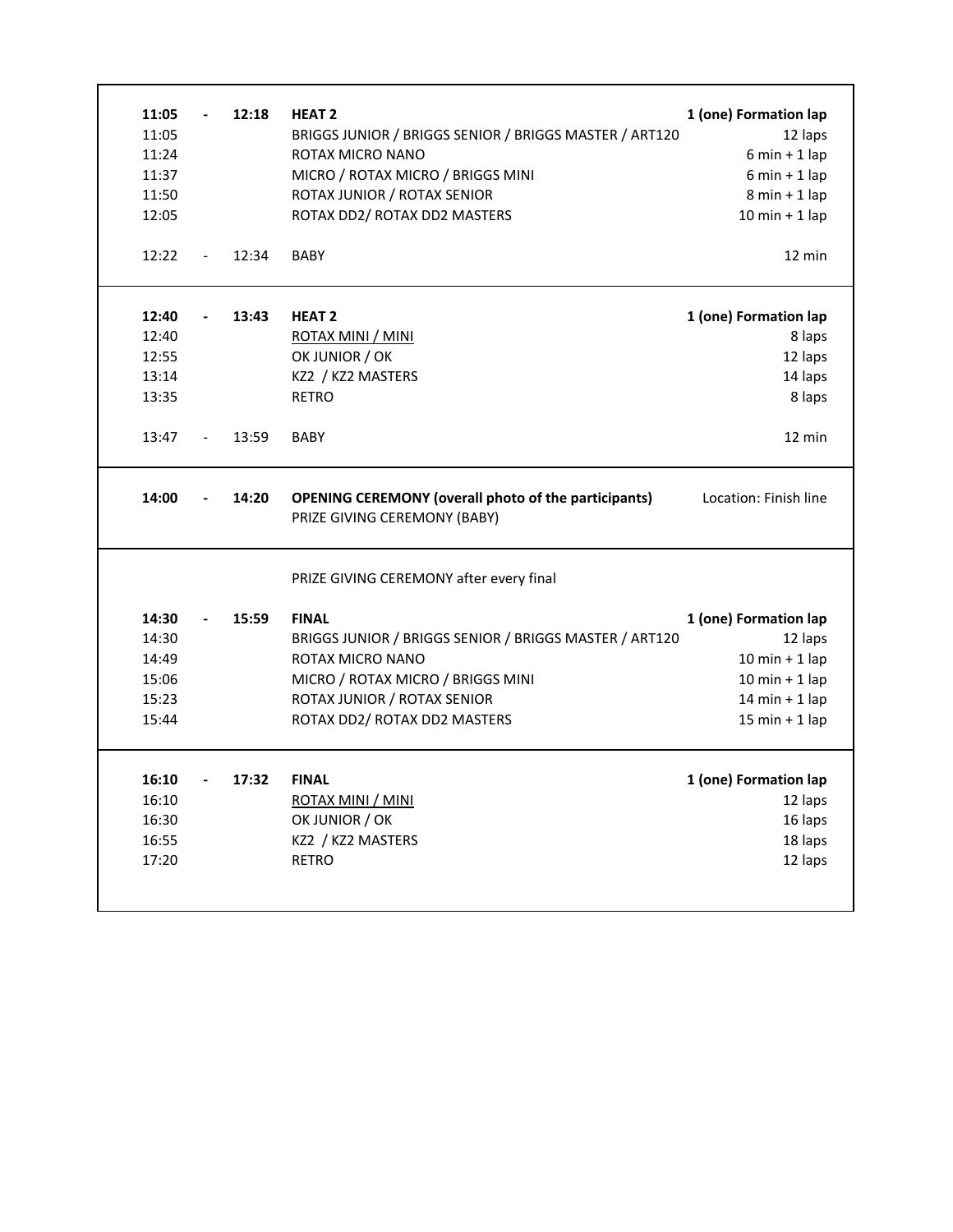| | | | | |
|---|---|---|---|---|
| **11:05** | **-** | **12:18** | **HEAT 2** | **1 (one) Formation lap** |
| 11:05 | | | BRIGGS JUNIOR / BRIGGS SENIOR / BRIGGS MASTER / ART120 | 12 laps |
| 11:24 | | | ROTAX MICRO NANO | 6 min + 1 lap |
| 11:37 | | | MICRO / ROTAX MICRO / BRIGGS MINI | 6 min + 1 lap |
| 11:50 | | | ROTAX JUNIOR / ROTAX SENIOR | 8 min + 1 lap |
| 12:05 | | | ROTAX DD2/ ROTAX DD2 MASTERS | 10 min + 1 lap |
| 12:22 | - | 12:34 | BABY | 12 min |
| **12:40** | **-** | **13:43** | **HEAT 2** | **1 (one) Formation lap** |
| 12:40 | | | ROTAX MINI / MINI | 8 laps |
| 12:55 | | | OK JUNIOR / OK | 12 laps |
| 13:14 | | | KZ2 / KZ2 MASTERS | 14 laps |
| 13:35 | | | RETRO | 8 laps |
| 13:47 | - | 13:59 | BABY | 12 min |
| **14:00** | **-** | **14:20** | **OPENING CEREMONY (overall photo of the participants)** PRIZE GIVING CEREMONY (BABY) | Location: Finish line |
| | | | PRIZE GIVING CEREMONY after every final | |
| **14:30** | **-** | **15:59** | **FINAL** | **1 (one) Formation lap** |
| 14:30 | | | BRIGGS JUNIOR / BRIGGS SENIOR / BRIGGS MASTER / ART120 | 12 laps |
| 14:49 | | | ROTAX MICRO NANO | 10 min + 1 lap |
| 15:06 | | | MICRO / ROTAX MICRO / BRIGGS MINI | 10 min + 1 lap |
| 15:23 | | | ROTAX JUNIOR / ROTAX SENIOR | 14 min + 1 lap |
| 15:44 | | | ROTAX DD2/ ROTAX DD2 MASTERS | 15 min + 1 lap |
| **16:10** | **-** | **17:32** | **FINAL** | **1 (one) Formation lap** |
| 16:10 | | | ROTAX MINI / MINI | 12 laps |
| 16:30 | | | OK JUNIOR / OK | 16 laps |
| 16:55 | | | KZ2 / KZ2 MASTERS | 18 laps |
| 17:20 | | | RETRO | 12 laps |